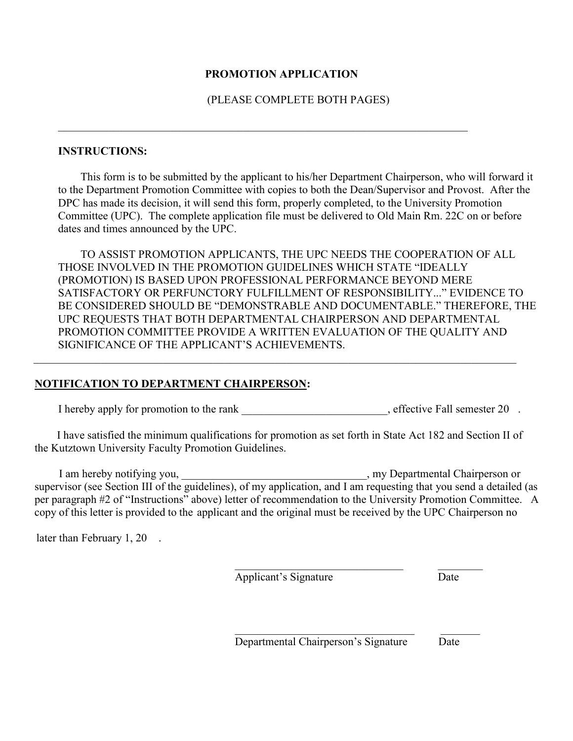# PROMOTION APPLICATION

(PLEASE COMPLETE BOTH PAGES)

---

**INSTRUCTIONS:**

This form is to be submitted by the applicant to his/her Department Chairperson, who will forward it to the Department Promotion Committee with copies to both the Dean/Supervisor and Provost. After the DPC has made its decision, it will send this form, properly completed, to the University Promotion Committee (UPC). The complete application file must be delivered to Old Main Rm. 22C on or before dates and times announced by the UPC.

TO ASSIST PROMOTION APPLICANTS, THE UPC NEEDS THE COOPERATION OF ALL THOSE INVOLVED IN THE PROMOTION GUIDELINES WHICH STATE "IDEALLY (PROMOTION) IS BASED UPON PROFESSIONAL PERFORMANCE BEYOND MERE SATISFACTORY OR PERFUNCTORY FULFILLMENT OF RESPONSIBILITY..." EVIDENCE TO BE CONSIDERED SHOULD BE "DEMONSTRABLE AND DOCUMENTABLE." THEREFORE, THE UPC REQUESTS THAT BOTH DEPARTMENTAL CHAIRPERSON AND DEPARTMENTAL PROMOTION COMMITTEE PROVIDE A WRITTEN EVALUATION OF THE QUALITY AND SIGNIFICANCE OF THE APPLICANT'S ACHIEVEMENTS.

---

**<u>NOTIFICATION TO DEPARTMENT CHAIRPERSON</u>:**

I hereby apply for promotion to the rank __________________________, effective Fall semester 20 .

I have satisfied the minimum qualifications for promotion as set forth in State Act 182 and Section II of the Kutztown University Faculty Promotion Guidelines.

I am hereby notifying you, _________________________________, my Departmental Chairperson or supervisor (see Section III of the guidelines), of my application, and I am requesting that you send a detailed (as per paragraph #2 of "Instructions" above) letter of recommendation to the University Promotion Committee. A copy of this letter is provided to the applicant and the original must be received by the UPC Chairperson no

later than February 1, 20 .

______________________________ ________
Applicant's Signature Date

_________________________________ _______
Departmental Chairperson's Signature Date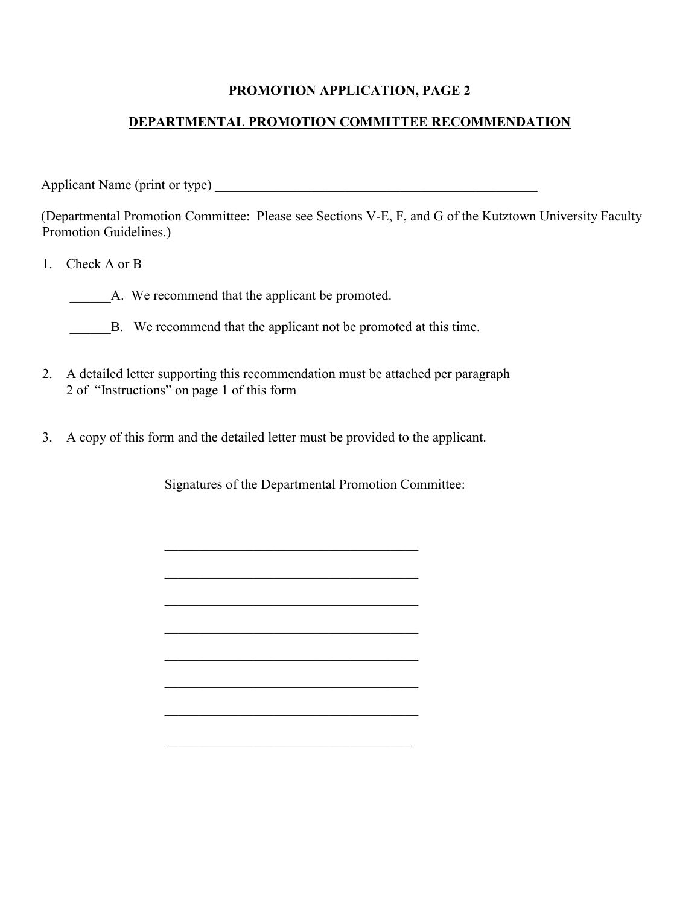**PROMOTION APPLICATION, PAGE 2**

**DEPARTMENTAL PROMOTION COMMITTEE RECOMMENDATION**

Applicant Name (print or type) ___________________________________________________

(Departmental Promotion Committee: Please see Sections V-E, F, and G of the Kutztown University Faculty Promotion Guidelines.)

1. Check A or B

   ______A. We recommend that the applicant be promoted.

   ______B. We recommend that the applicant not be promoted at this time.

2. A detailed letter supporting this recommendation must be attached per paragraph 2 of "Instructions" on page 1 of this form

3. A copy of this form and the detailed letter must be provided to the applicant.

Signatures of the Departmental Promotion Committee:

______________________________________

______________________________________

______________________________________

______________________________________

______________________________________

______________________________________

______________________________________

_____________________________________